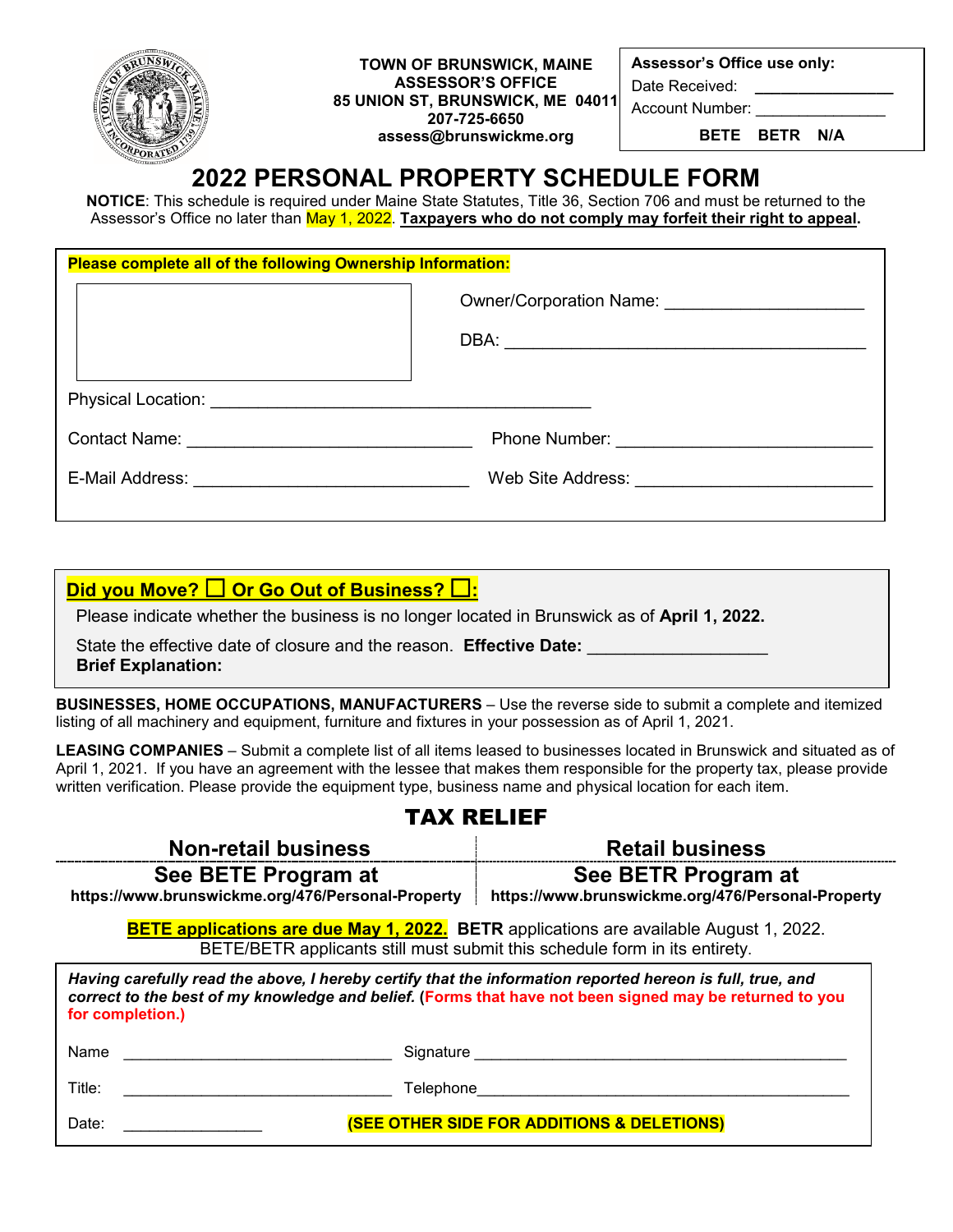**TOWN OF BRUNSWICK, MAINE**
**ASSESSOR'S OFFICE**
**85 UNION ST, BRUNSWICK, ME 04011**
**207-725-6650**
**assess@brunswickme.org**

**Assessor's Office use only:**
Date Received: ________________
Account Number: _______________
**BETE BETR N/A**

# 2022 PERSONAL PROPERTY SCHEDULE FORM

**NOTICE**: This schedule is required under Maine State Statutes, Title 36, Section 706 and must be returned to the Assessor's Office no later than May 1, 2022. **Taxpayers who do not comply may forfeit their right to appeal.**

**Please complete all of the following Ownership Information:**

Owner/Corporation Name: ____________________

DBA: ______________________________________

Physical Location: ________________________________________

Contact Name: ______________________________ Phone Number: ___________________________

E-Mail Address: _____________________________ Web Site Address: _________________________

**Did you Move? ☐ Or Go Out of Business? ☐:**

Please indicate whether the business is no longer located in Brunswick as of **April 1, 2022.**

State the effective date of closure and the reason. **Effective Date:** __________________
**Brief Explanation:**

**BUSINESSES, HOME OCCUPATIONS, MANUFACTURERS** – Use the reverse side to submit a complete and itemized listing of all machinery and equipment, furniture and fixtures in your possession as of April 1, 2021.

**LEASING COMPANIES** – Submit a complete list of all items leased to businesses located in Brunswick and situated as of April 1, 2021. If you have an agreement with the lessee that makes them responsible for the property tax, please provide written verification. Please provide the equipment type, business name and physical location for each item.

## TAX RELIEF

| Non-retail business | Retail business |
|---|---|
| **See BETE Program at** **https://www.brunswickme.org/476/Personal-Property** | **See BETR Program at** **https://www.brunswickme.org/476/Personal-Property** |

**BETE applications are due May 1, 2022.** **BETR** applications are available August 1, 2022.
BETE/BETR applicants still must submit this schedule form in its entirety.

***Having carefully read the above, I hereby certify that the information reported hereon is full, true, and correct to the best of my knowledge and belief.*** **(Forms that have not been signed may be returned to you for completion.)**

Name ________________________________ Signature ___________________________________________

Title: ________________________________ Telephone___________________________________________

Date: ________________ **(SEE OTHER SIDE FOR ADDITIONS & DELETIONS)**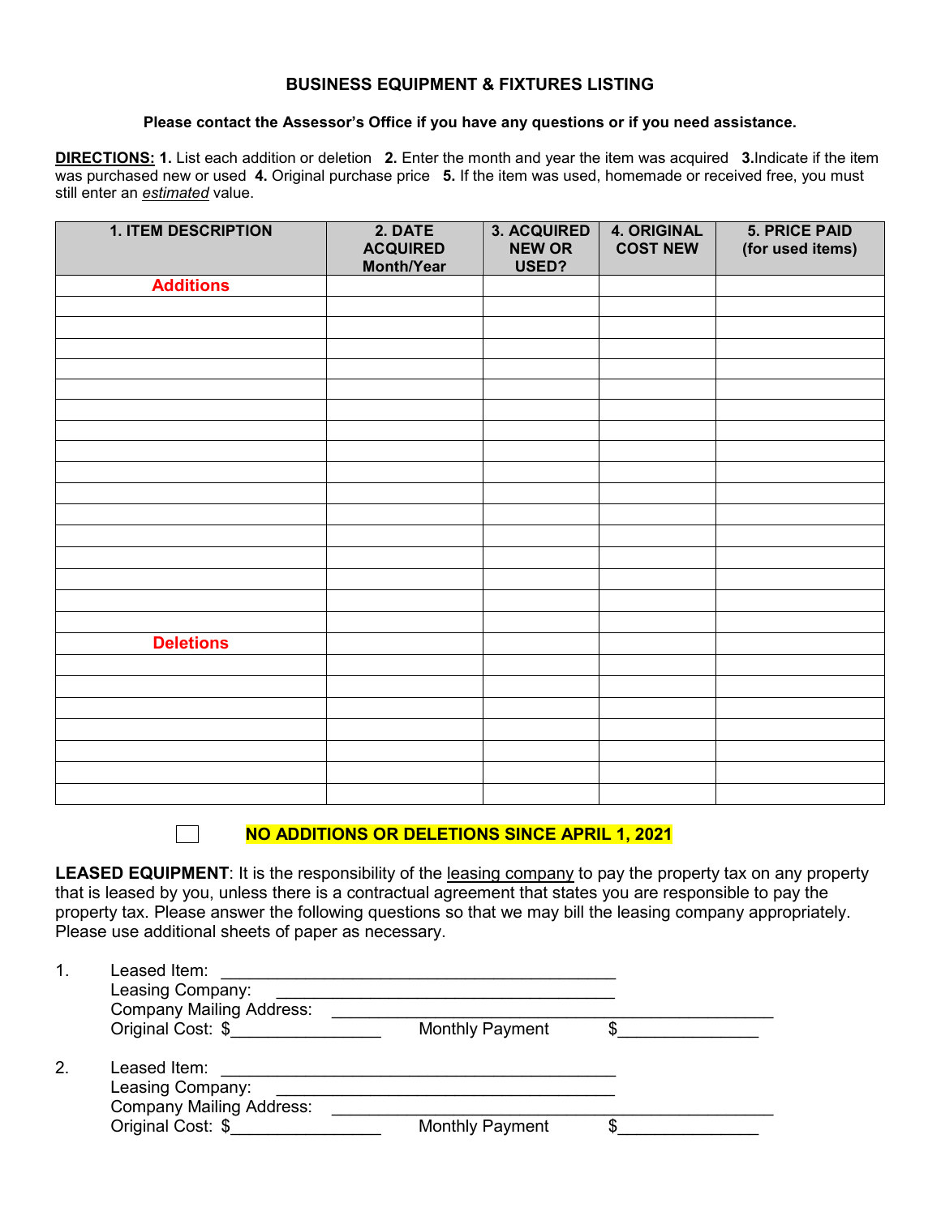# BUSINESS EQUIPMENT & FIXTURES LISTING

**Please contact the Assessor's Office if you have any questions or if you need assistance.**

**DIRECTIONS:** **1.** List each addition or deletion **2.** Enter the month and year the item was acquired **3.** Indicate if the item was purchased new or used **4.** Original purchase price **5.** If the item was used, homemade or received free, you must still enter an *estimated* value.

| 1. ITEM DESCRIPTION | 2. DATE ACQUIRED Month/Year | 3. ACQUIRED NEW OR USED? | 4. ORIGINAL COST NEW | 5. PRICE PAID (for used items) |
|---|---|---|---|---|
| **Additions** | | | | |
| | | | | |
| | | | | |
| | | | | |
| | | | | |
| | | | | |
| | | | | |
| | | | | |
| | | | | |
| | | | | |
| | | | | |
| | | | | |
| | | | | |
| | | | | |
| | | | | |
| | | | | |
| | | | | |
| **Deletions** | | | | |
| | | | | |
| | | | | |
| | | | | |
| | | | | |
| | | | | |
| | | | | |
| | | | | |

☐ **NO ADDITIONS OR DELETIONS SINCE APRIL 1, 2021**

**LEASED EQUIPMENT**: It is the responsibility of the leasing company to pay the property tax on any property that is leased by you, unless there is a contractual agreement that states you are responsible to pay the property tax. Please answer the following questions so that we may bill the leasing company appropriately. Please use additional sheets of paper as necessary.

1. Leased Item: ______________________________________________
   Leasing Company: ______________________________________
   Company Mailing Address: ___________________________________________________
   Original Cost: $________________ Monthly Payment $_______________

2. Leased Item: ______________________________________________
   Leasing Company: ______________________________________
   Company Mailing Address: ___________________________________________________
   Original Cost: $________________ Monthly Payment $_______________